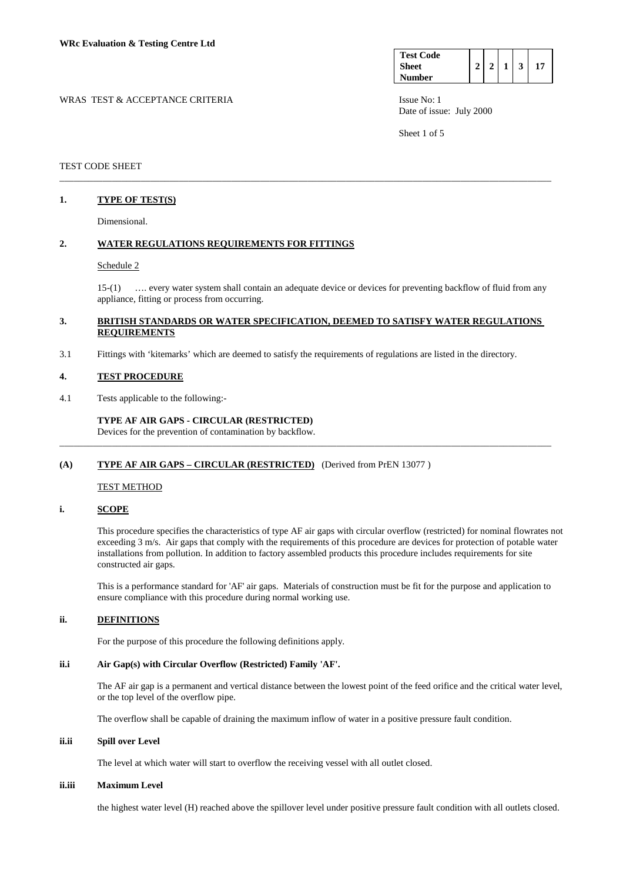**WRc Evaluation & Testing Centre Ltd**

| Test Code Sheet Number | 2 | 2 | 1 | 3 | 17 |
|---|---|---|---|---|---|

WRAS TEST & ACCEPTANCE CRITERIA

Issue No: 1
Date of issue: July 2000

TEST CODE SHEET

---

## 1. TYPE OF TEST(S)

Dimensional.

## 2. WATER REGULATIONS REQUIREMENTS FOR FITTINGS

Schedule 2

15-(1) …. every water system shall contain an adequate device or devices for preventing backflow of fluid from any appliance, fitting or process from occurring.

## 3. BRITISH STANDARDS OR WATER SPECIFICATION, DEEMED TO SATISFY WATER REGULATIONS REQUIREMENTS

3.1 Fittings with 'kitemarks' which are deemed to satisfy the requirements of regulations are listed in the directory.

## 4. TEST PROCEDURE

4.1 Tests applicable to the following:-

**TYPE AF AIR GAPS - CIRCULAR (RESTRICTED)**
Devices for the prevention of contamination by backflow.

---

## (A) TYPE AF AIR GAPS – CIRCULAR (RESTRICTED) (Derived from PrEN 13077 )

TEST METHOD

### i. SCOPE

This procedure specifies the characteristics of type AF air gaps with circular overflow (restricted) for nominal flowrates not exceeding 3 m/s. Air gaps that comply with the requirements of this procedure are devices for protection of potable water installations from pollution. In addition to factory assembled products this procedure includes requirements for site constructed air gaps.

This is a performance standard for 'AF' air gaps. Materials of construction must be fit for the purpose and application to ensure compliance with this procedure during normal working use.

### ii. DEFINITIONS

For the purpose of this procedure the following definitions apply.

#### ii.i Air Gap(s) with Circular Overflow (Restricted) Family 'AF'.

The AF air gap is a permanent and vertical distance between the lowest point of the feed orifice and the critical water level, or the top level of the overflow pipe.

The overflow shall be capable of draining the maximum inflow of water in a positive pressure fault condition.

#### ii.ii Spill over Level

The level at which water will start to overflow the receiving vessel with all outlet closed.

#### ii.iii Maximum Level

the highest water level (H) reached above the spillover level under positive pressure fault condition with all outlets closed.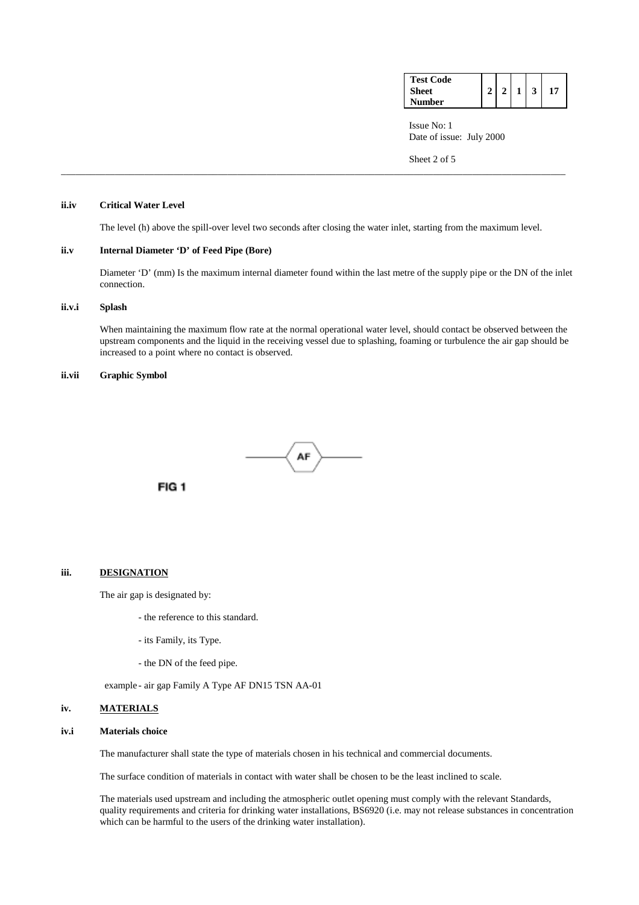#### ii.iv Critical Water Level

The level (h) above the spill-over level two seconds after closing the water inlet, starting from the maximum level.

#### ii.v Internal Diameter 'D' of Feed Pipe (Bore)

Diameter 'D' (mm) Is the maximum internal diameter found within the last metre of the supply pipe or the DN of the inlet connection.

#### ii.v.i Splash

When maintaining the maximum flow rate at the normal operational water level, should contact be observed between the upstream components and the liquid in the receiving vessel due to splashing, foaming or turbulence the air gap should be increased to a point where no contact is observed.

#### ii.vii Graphic Symbol

AF

FIG 1

### iii. DESIGNATION

The air gap is designated by:

- the reference to this standard.
- its Family, its Type.
- the DN of the feed pipe.

example - air gap Family A Type AF DN15 TSN AA-01

### iv. MATERIALS

#### iv.i Materials choice

The manufacturer shall state the type of materials chosen in his technical and commercial documents.

The surface condition of materials in contact with water shall be chosen to be the least inclined to scale.

The materials used upstream and including the atmospheric outlet opening must comply with the relevant Standards, quality requirements and criteria for drinking water installations, BS6920 (i.e. may not release substances in concentration which can be harmful to the users of the drinking water installation).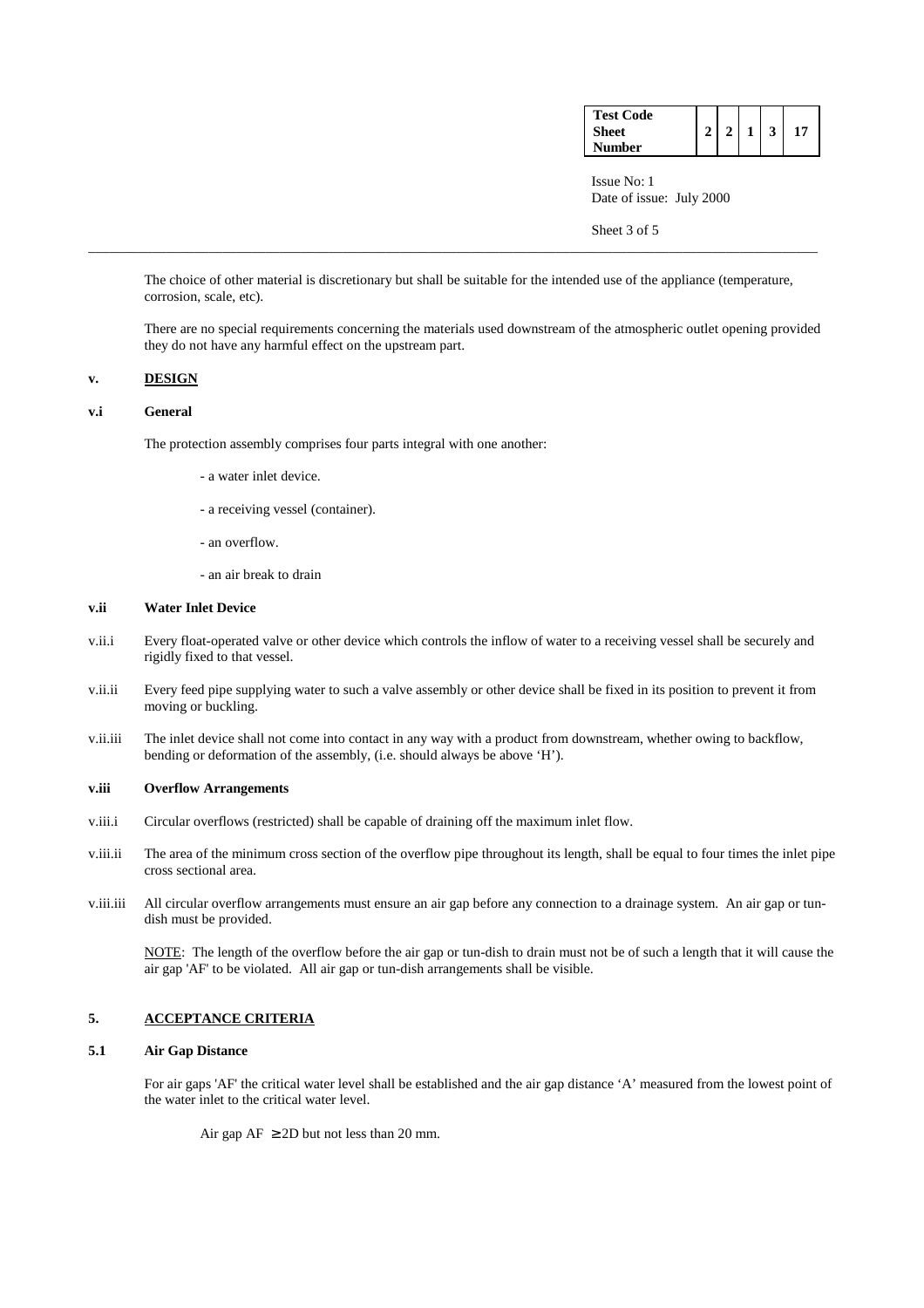The choice of other material is discretionary but shall be suitable for the intended use of the appliance (temperature, corrosion, scale, etc).

There are no special requirements concerning the materials used downstream of the atmospheric outlet opening provided they do not have any harmful effect on the upstream part.

## v. DESIGN

### v.i General

The protection assembly comprises four parts integral with one another:

- a water inlet device.
- a receiving vessel (container).
- an overflow.
- an air break to drain

### v.ii Water Inlet Device

v.ii.i Every float-operated valve or other device which controls the inflow of water to a receiving vessel shall be securely and rigidly fixed to that vessel.

v.ii.ii Every feed pipe supplying water to such a valve assembly or other device shall be fixed in its position to prevent it from moving or buckling.

v.ii.iii The inlet device shall not come into contact in any way with a product from downstream, whether owing to backflow, bending or deformation of the assembly, (i.e. should always be above 'H').

### v.iii Overflow Arrangements

v.iii.i Circular overflows (restricted) shall be capable of draining off the maximum inlet flow.

v.iii.ii The area of the minimum cross section of the overflow pipe throughout its length, shall be equal to four times the inlet pipe cross sectional area.

v.iii.iii All circular overflow arrangements must ensure an air gap before any connection to a drainage system. An air gap or tun-dish must be provided.

NOTE: The length of the overflow before the air gap or tun-dish to drain must not be of such a length that it will cause the air gap 'AF' to be violated. All air gap or tun-dish arrangements shall be visible.

## 5. ACCEPTANCE CRITERIA

### 5.1 Air Gap Distance

For air gaps 'AF' the critical water level shall be established and the air gap distance 'A' measured from the lowest point of the water inlet to the critical water level.

Air gap AF $\geq$ 2D but not less than 20 mm.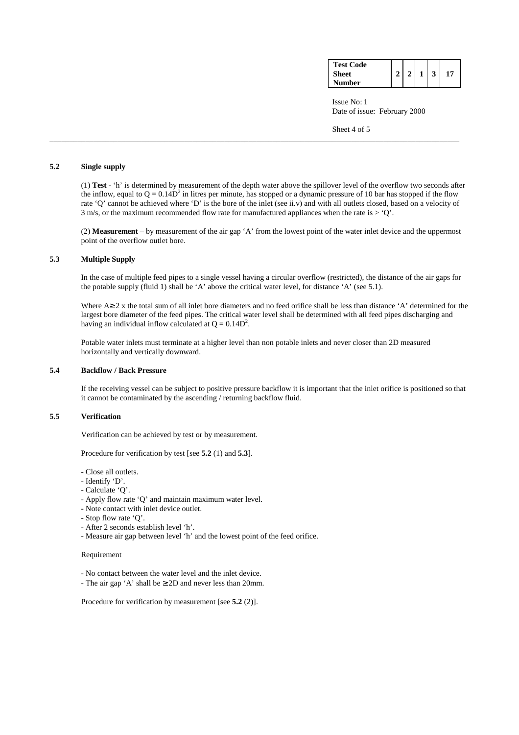### 5.2 Single supply

(1) **Test** - 'h' is determined by measurement of the depth water above the spillover level of the overflow two seconds after the inflow, equal to $Q = 0.14D^2$ in litres per minute, has stopped or a dynamic pressure of 10 bar has stopped if the flow rate 'Q' cannot be achieved where 'D' is the bore of the inlet (see ii.v) and with all outlets closed, based on a velocity of 3 m/s, or the maximum recommended flow rate for manufactured appliances when the rate is > 'Q'.

(2) **Measurement** – by measurement of the air gap 'A' from the lowest point of the water inlet device and the uppermost point of the overflow outlet bore.

### 5.3 Multiple Supply

In the case of multiple feed pipes to a single vessel having a circular overflow (restricted), the distance of the air gaps for the potable supply (fluid 1) shall be 'A' above the critical water level, for distance 'A' (see 5.1).

Where $A \geq 2$ x the total sum of all inlet bore diameters and no feed orifice shall be less than distance 'A' determined for the largest bore diameter of the feed pipes. The critical water level shall be determined with all feed pipes discharging and having an individual inflow calculated at $Q = 0.14D^2$.

Potable water inlets must terminate at a higher level than non potable inlets and never closer than 2D measured horizontally and vertically downward.

### 5.4 Backflow / Back Pressure

If the receiving vessel can be subject to positive pressure backflow it is important that the inlet orifice is positioned so that it cannot be contaminated by the ascending / returning backflow fluid.

### 5.5 Verification

Verification can be achieved by test or by measurement.

Procedure for verification by test [see **5.2** (1) and **5.3**].

- Close all outlets.
- Identify 'D'.
- Calculate 'Q'.
- Apply flow rate 'Q' and maintain maximum water level.
- Note contact with inlet device outlet.
- Stop flow rate 'Q'.
- After 2 seconds establish level 'h'.
- Measure air gap between level 'h' and the lowest point of the feed orifice.

Requirement

- No contact between the water level and the inlet device.
- The air gap 'A' shall be $\geq 2D$ and never less than 20mm.

Procedure for verification by measurement [see **5.2** (2)].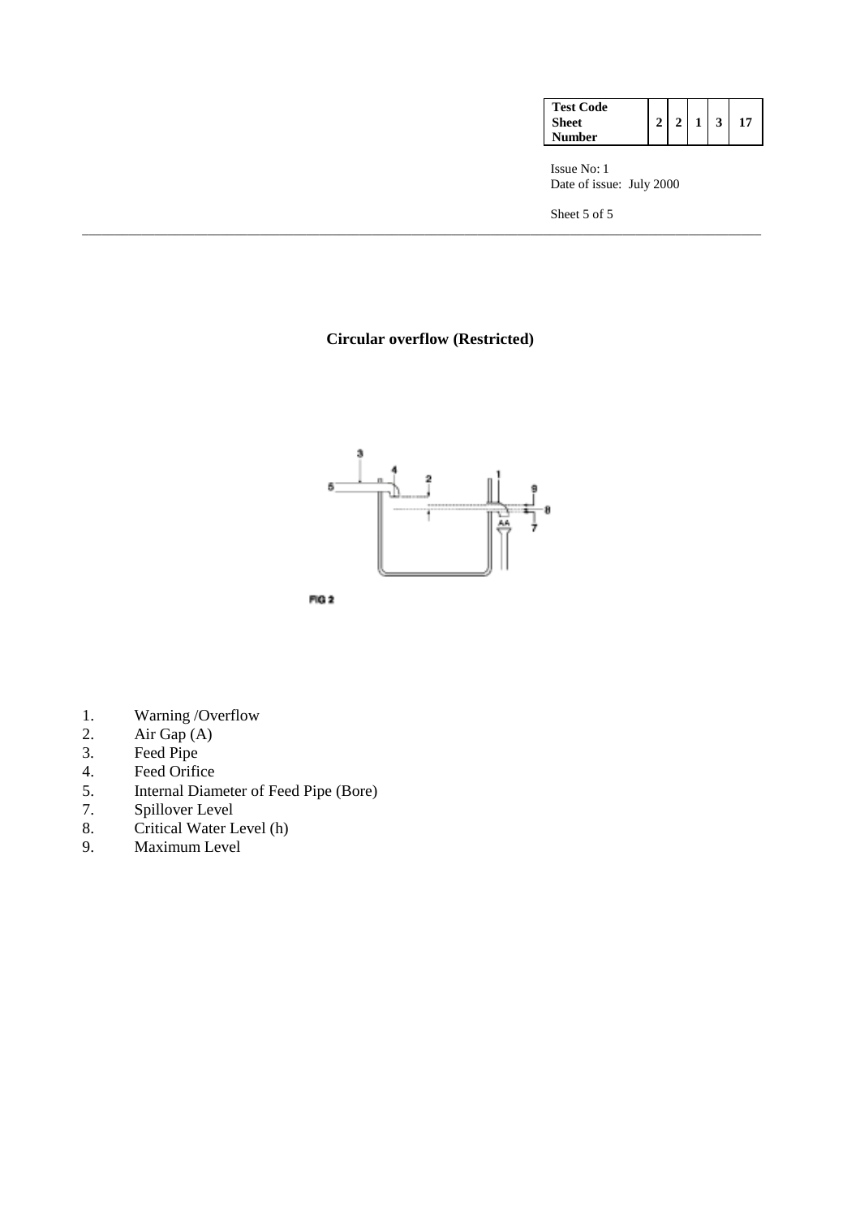## Circular overflow (Restricted)

3
5
4
2
1
9
8
7
AA

FIG 2

1. Warning /Overflow
2. Air Gap (A)
3. Feed Pipe
4. Feed Orifice
5. Internal Diameter of Feed Pipe (Bore)
7. Spillover Level
8. Critical Water Level (h)
9. Maximum Level